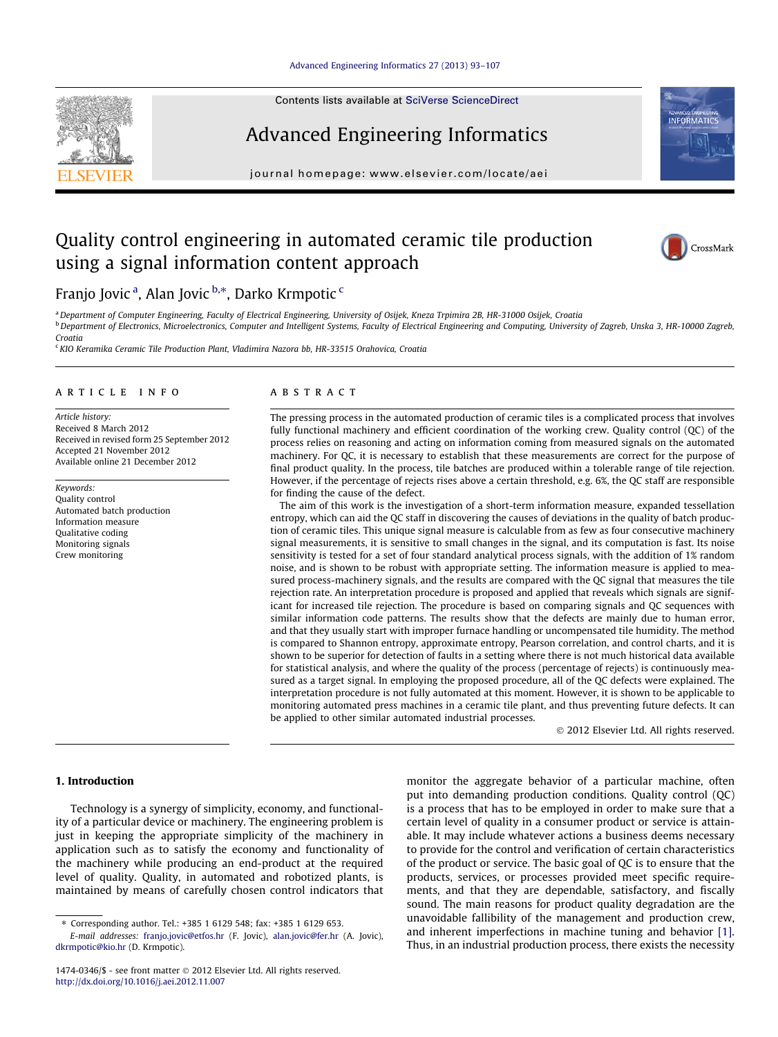# Quality control engineering in automated ceramic tile production using a signal information content approach

Franjo Jovic [a], Alan Jovic [b,*], Darko Krmpotic [c]

[a] Department of Computer Engineering, Faculty of Electrical Engineering, University of Osijek, Kneza Trpimira 2B, HR-31000 Osijek, Croatia

[b] Department of Electronics, Microelectronics, Computer and Intelligent Systems, Faculty of Electrical Engineering and Computing, University of Zagreb, Unska 3, HR-10000 Zagreb, Croatia

[c] KIO Keramika Ceramic Tile Production Plant, Vladimira Nazora bb, HR-33515 Orahovica, Croatia

## ARTICLE INFO

*Article history:*
Received 8 March 2012
Received in revised form 25 September 2012
Accepted 21 November 2012
Available online 21 December 2012

*Keywords:*
Quality control
Automated batch production
Information measure
Qualitative coding
Monitoring signals
Crew monitoring

## ABSTRACT

The pressing process in the automated production of ceramic tiles is a complicated process that involves fully functional machinery and efficient coordination of the working crew. Quality control (QC) of the process relies on reasoning and acting on information coming from measured signals on the automated machinery. For QC, it is necessary to establish that these measurements are correct for the purpose of final product quality. In the process, tile batches are produced within a tolerable range of tile rejection. However, if the percentage of rejects rises above a certain threshold, e.g. 6%, the QC staff are responsible for finding the cause of the defect.

The aim of this work is the investigation of a short-term information measure, expanded tessellation entropy, which can aid the QC staff in discovering the causes of deviations in the quality of batch production of ceramic tiles. This unique signal measure is calculable from as few as four consecutive machinery signal measurements, it is sensitive to small changes in the signal, and its computation is fast. Its noise sensitivity is tested for a set of four standard analytical process signals, with the addition of 1% random noise, and is shown to be robust with appropriate setting. The information measure is applied to measured process-machinery signals, and the results are compared with the QC signal that measures the tile rejection rate. An interpretation procedure is proposed and applied that reveals which signals are significant for increased tile rejection. The procedure is based on comparing signals and QC sequences with similar information code patterns. The results show that the defects are mainly due to human error, and that they usually start with improper furnace handling or uncompensated tile humidity. The method is compared to Shannon entropy, approximate entropy, Pearson correlation, and control charts, and it is shown to be superior for detection of faults in a setting where there is not much historical data available for statistical analysis, and where the quality of the process (percentage of rejects) is continuously measured as a target signal. In employing the proposed procedure, all of the QC defects were explained. The interpretation procedure is not fully automated at this moment. However, it is shown to be applicable to monitoring automated press machines in a ceramic tile plant, and thus preventing future defects. It can be applied to other similar automated industrial processes.

© 2012 Elsevier Ltd. All rights reserved.

## 1. Introduction

Technology is a synergy of simplicity, economy, and functionality of a particular device or machinery. The engineering problem is just in keeping the appropriate simplicity of the machinery in application such as to satisfy the economy and functionality of the machinery while producing an end-product at the required level of quality. Quality, in automated and robotized plants, is maintained by means of carefully chosen control indicators that monitor the aggregate behavior of a particular machine, often put into demanding production conditions. Quality control (QC) is a process that has to be employed in order to make sure that a certain level of quality in a consumer product or service is attainable. It may include whatever actions a business deems necessary to provide for the control and verification of certain characteristics of the product or service. The basic goal of QC is to ensure that the products, services, or processes provided meet specific requirements, and that they are dependable, satisfactory, and fiscally sound. The main reasons for product quality degradation are the unavoidable fallibility of the management and production crew, and inherent imperfections in machine tuning and behavior [1]. Thus, in an industrial production process, there exists the necessity

---

* Corresponding author. Tel.: +385 1 6129 548; fax: +385 1 6129 653.
E-mail addresses: franjo.jovic@etfos.hr (F. Jovic), alan.jovic@fer.hr (A. Jovic), dkrmpotic@kio.hr (D. Krmpotic).

1474-0346/$ - see front matter © 2012 Elsevier Ltd. All rights reserved.
http://dx.doi.org/10.1016/j.aei.2012.11.007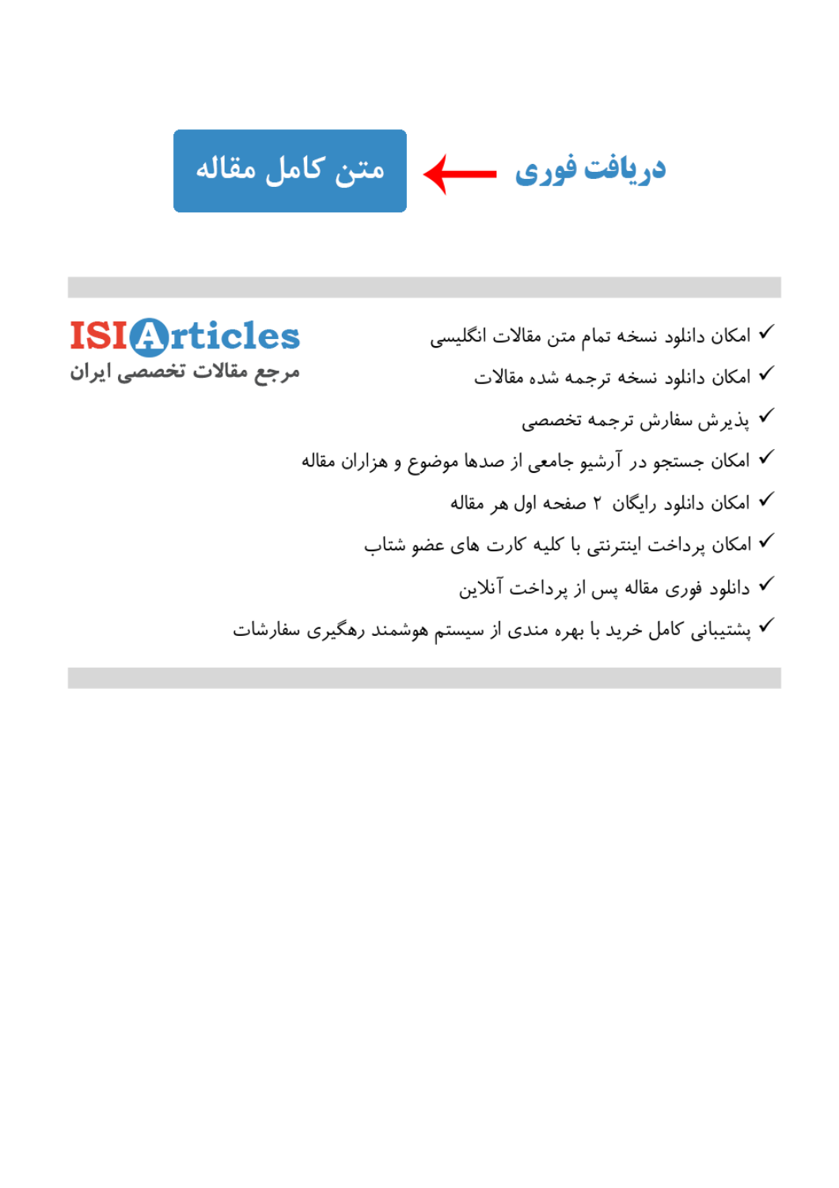دریافت فوری ← متن کامل مقاله

ISIArticles
مرجع مقالات تخصصی ایران

- ✓ امکان دانلود نسخه تمام متن مقالات انگلیسی
- ✓ امکان دانلود نسخه ترجمه شده مقالات
- ✓ پذیرش سفارش ترجمه تخصصی
- ✓ امکان جستجو در آرشیو جامعی از صدها موضوع و هزاران مقاله
- ✓ امکان دانلود رایگان ۲ صفحه اول هر مقاله
- ✓ امکان پرداخت اینترنتی با کلیه کارت های عضو شتاب
- ✓ دانلود فوری مقاله پس از پرداخت آنلاین
- ✓ پشتیبانی کامل خرید با بهره مندی از سیستم هوشمند رهگیری سفارشات